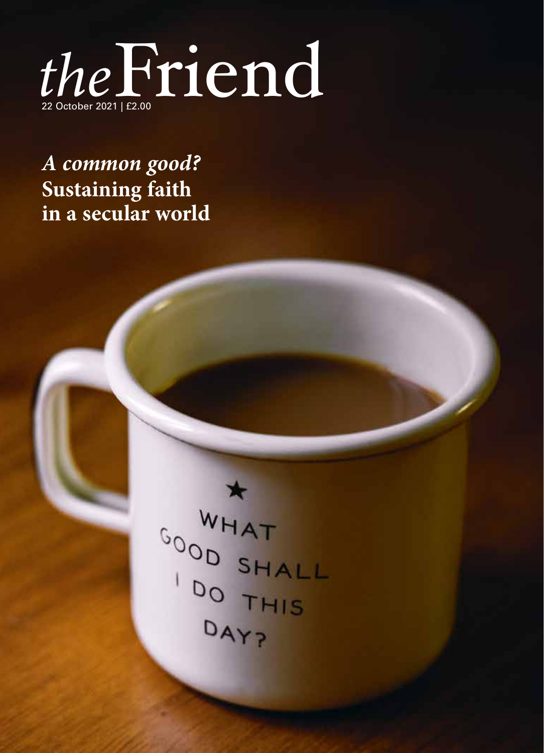# *the* Friend

22 October 2021 | £2.00

***A common good?***
**Sustaining faith in a secular world**

★ WHAT GOOD SHALL I DO THIS DAY?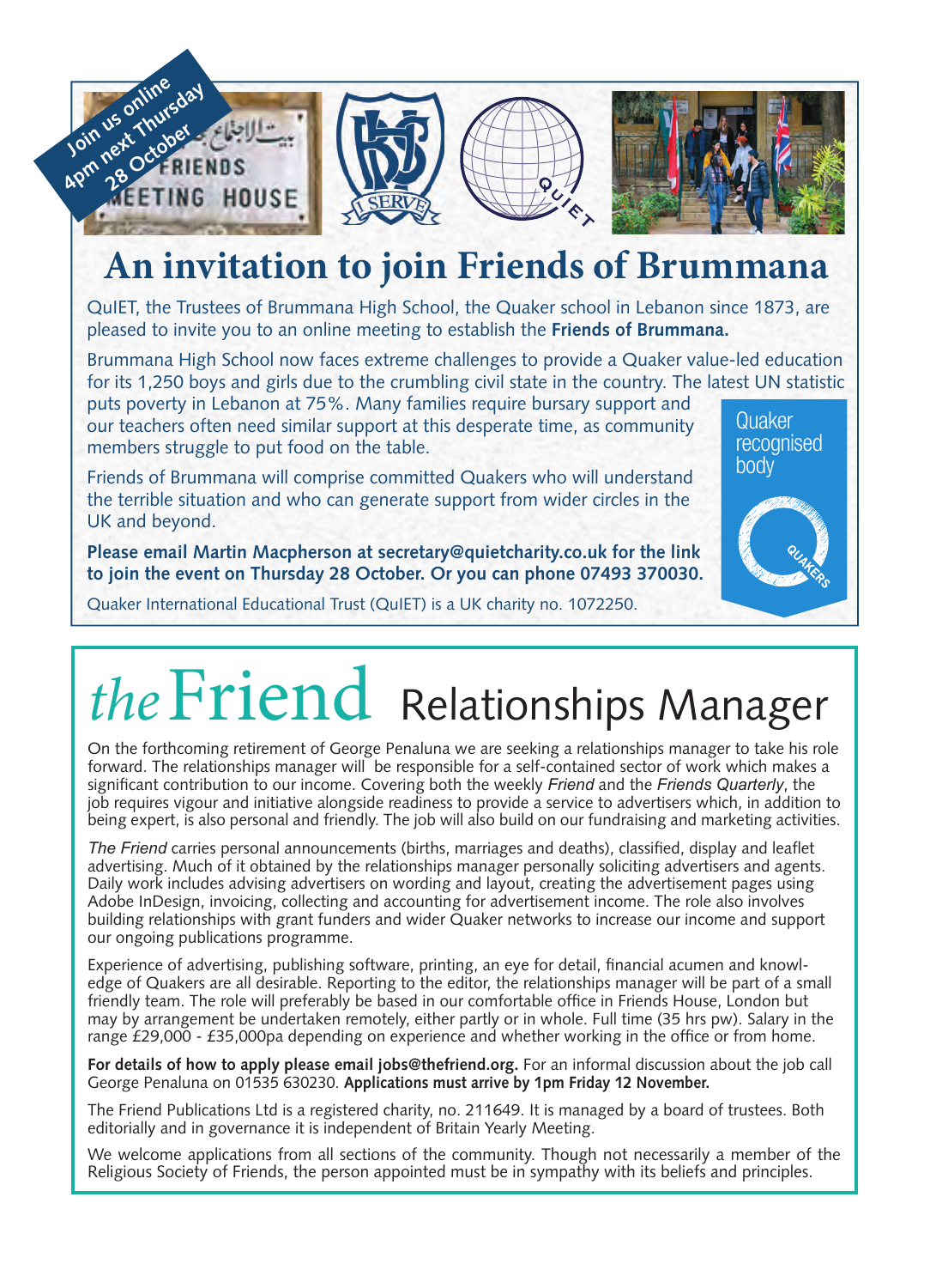Join us online 4pm next Thursday 28 October

# An invitation to join Friends of Brummana

QuIET, the Trustees of Brummana High School, the Quaker school in Lebanon since 1873, are pleased to invite you to an online meeting to establish the **Friends of Brummana.**

Brummana High School now faces extreme challenges to provide a Quaker value-led education for its 1,250 boys and girls due to the crumbling civil state in the country. The latest UN statistic puts poverty in Lebanon at 75%. Many families require bursary support and our teachers often need similar support at this desperate time, as community members struggle to put food on the table.

Friends of Brummana will comprise committed Quakers who will understand the terrible situation and who can generate support from wider circles in the UK and beyond.

**Please email Martin Macpherson at secretary@quietcharity.co.uk for the link to join the event on Thursday 28 October. Or you can phone 07493 370030.**

Quaker International Educational Trust (QuIET) is a UK charity no. 1072250.

Quaker recognised body

# *the* Friend Relationships Manager

On the forthcoming retirement of George Penaluna we are seeking a relationships manager to take his role forward. The relationships manager will be responsible for a self-contained sector of work which makes a significant contribution to our income. Covering both the weekly *Friend* and the *Friends Quarterly*, the job requires vigour and initiative alongside readiness to provide a service to advertisers which, in addition to being expert, is also personal and friendly. The job will also build on our fundraising and marketing activities.

*The Friend* carries personal announcements (births, marriages and deaths), classified, display and leaflet advertising. Much of it obtained by the relationships manager personally soliciting advertisers and agents. Daily work includes advising advertisers on wording and layout, creating the advertisement pages using Adobe InDesign, invoicing, collecting and accounting for advertisement income. The role also involves building relationships with grant funders and wider Quaker networks to increase our income and support our ongoing publications programme.

Experience of advertising, publishing software, printing, an eye for detail, financial acumen and knowledge of Quakers are all desirable. Reporting to the editor, the relationships manager will be part of a small friendly team. The role will preferably be based in our comfortable office in Friends House, London but may by arrangement be undertaken remotely, either partly or in whole. Full time (35 hrs pw). Salary in the range £29,000 - £35,000pa depending on experience and whether working in the office or from home.

**For details of how to apply please email jobs@thefriend.org.** For an informal discussion about the job call George Penaluna on 01535 630230. **Applications must arrive by 1pm Friday 12 November.**

The Friend Publications Ltd is a registered charity, no. 211649. It is managed by a board of trustees. Both editorially and in governance it is independent of Britain Yearly Meeting.

We welcome applications from all sections of the community. Though not necessarily a member of the Religious Society of Friends, the person appointed must be in sympathy with its beliefs and principles.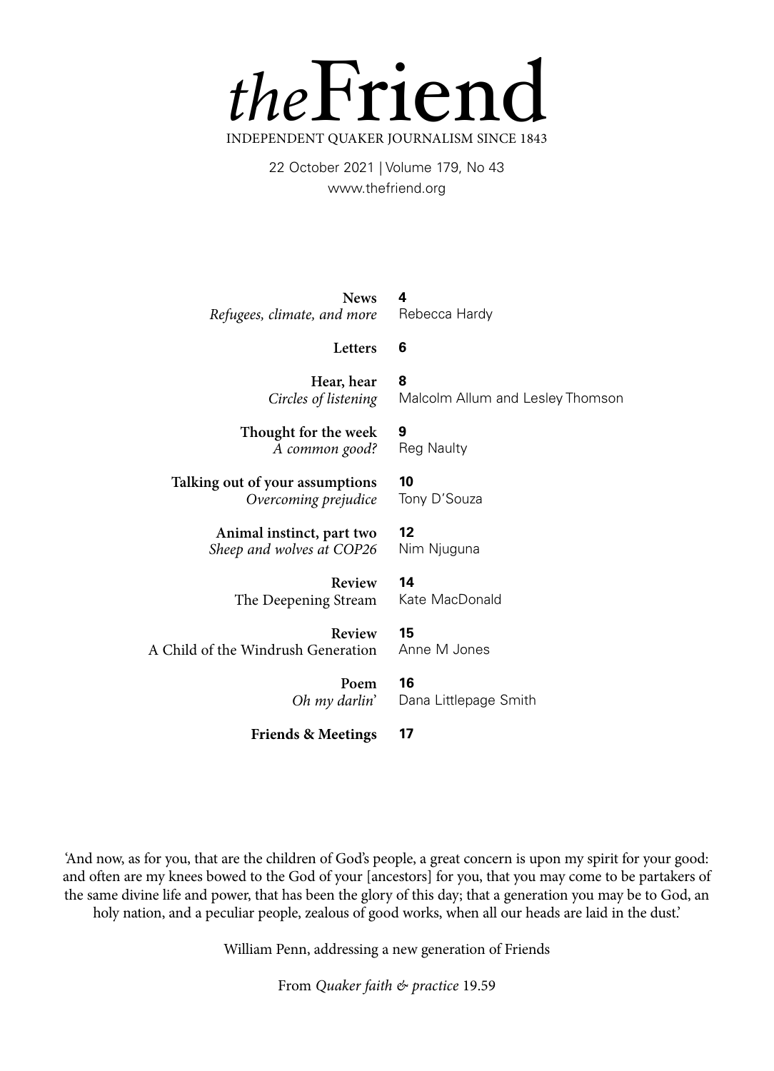# *the*Friend

INDEPENDENT QUAKER JOURNALISM SINCE 1843

22 October 2021 | Volume 179, No 43

www.thefriend.org

| | | |
|---|---|---|
| **News** *Refugees, climate, and more* | **4** | Rebecca Hardy |
| **Letters** | **6** | |
| **Hear, hear** *Circles of listening* | **8** | Malcolm Allum and Lesley Thomson |
| **Thought for the week** *A common good?* | **9** | Reg Naulty |
| **Talking out of your assumptions** *Overcoming prejudice* | **10** | Tony D'Souza |
| **Animal instinct, part two** *Sheep and wolves at COP26* | **12** | Nim Njuguna |
| **Review** The Deepening Stream | **14** | Kate MacDonald |
| **Review** A Child of the Windrush Generation | **15** | Anne M Jones |
| **Poem** *Oh my darlin'* | **16** | Dana Littlepage Smith |
| **Friends & Meetings** | **17** | |

'And now, as for you, that are the children of God's people, a great concern is upon my spirit for your good: and often are my knees bowed to the God of your [ancestors] for you, that you may come to be partakers of the same divine life and power, that has been the glory of this day; that a generation you may be to God, an holy nation, and a peculiar people, zealous of good works, when all our heads are laid in the dust.'

William Penn, addressing a new generation of Friends

From *Quaker faith & practice* 19.59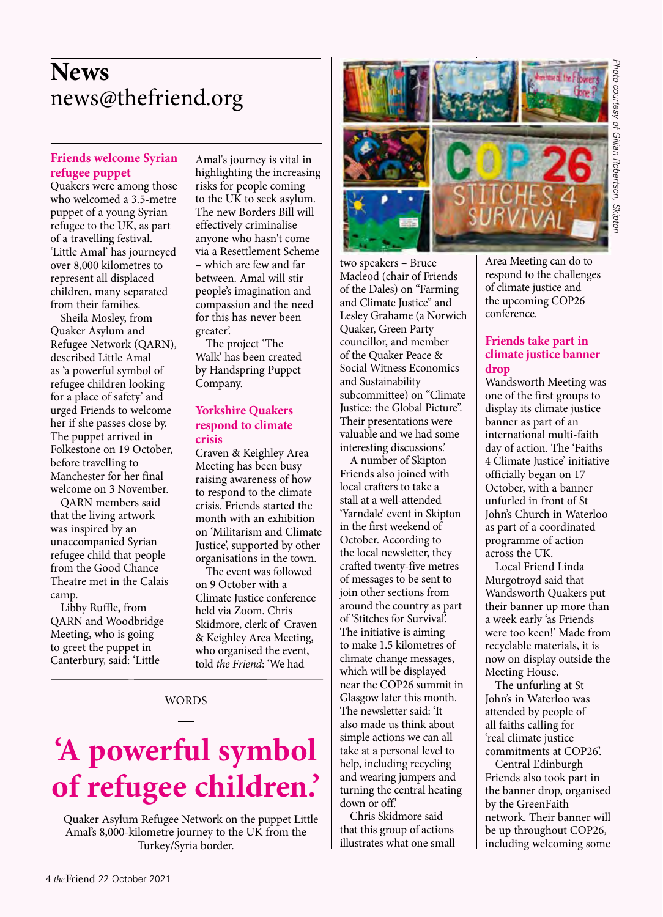# News
news@thefriend.org

### Friends welcome Syrian refugee puppet

Quakers were among those who welcomed a 3.5-metre puppet of a young Syrian refugee to the UK, as part of a travelling festival. 'Little Amal' has journeyed over 8,000 kilometres to represent all displaced children, many separated from their families.

Sheila Mosley, from Quaker Asylum and Refugee Network (QARN), described Little Amal as 'a powerful symbol of refugee children looking for a place of safety' and urged Friends to welcome her if she passes close by. The puppet arrived in Folkestone on 19 October, before travelling to Manchester for her final welcome on 3 November.

QARN members said that the living artwork was inspired by an unaccompanied Syrian refugee child that people from the Good Chance Theatre met in the Calais camp.

Libby Ruffle, from QARN and Woodbridge Meeting, who is going to greet the puppet in Canterbury, said: 'Little Amal's journey is vital in highlighting the increasing risks for people coming to the UK to seek asylum. The new Borders Bill will effectively criminalise anyone who hasn't come via a Resettlement Scheme – which are few and far between. Amal will stir people's imagination and compassion and the need for this has never been greater'.

The project 'The Walk' has been created by Handspring Puppet Company.

### Yorkshire Quakers respond to climate crisis

Craven & Keighley Area Meeting has been busy raising awareness of how to respond to the climate crisis. Friends started the month with an exhibition on 'Militarism and Climate Justice', supported by other organisations in the town.

The event was followed on 9 October with a Climate Justice conference held via Zoom. Chris Skidmore, clerk of Craven & Keighley Area Meeting, who organised the event, told *the Friend*: 'We had two speakers – Bruce Macleod (chair of Friends of the Dales) on "Farming and Climate Justice" and Lesley Grahame (a Norwich Quaker, Green Party councillor, and member of the Quaker Peace & Social Witness Economics and Sustainability subcommittee) on "Climate Justice: the Global Picture". Their presentations were valuable and we had some interesting discussions.'

A number of Skipton Friends also joined with local crafters to take a stall at a well-attended 'Yarndale' event in Skipton in the first weekend of October. According to the local newsletter, they crafted twenty-five metres of messages to be sent to join other sections from around the country as part of 'Stitches for Survival'. The initiative is aiming to make 1.5 kilometres of climate change messages, which will be displayed near the COP26 summit in Glasgow later this month. The newsletter said: 'It also made us think about simple actions we can all take at a personal level to help, including recycling and wearing jumpers and turning the central heating down or off.'

Chris Skidmore said that this group of actions illustrates what one small Area Meeting can do to respond to the challenges of climate justice and the upcoming COP26 conference.

Photo courtesy of Gillian Robertson, Skipton

### Friends take part in climate justice banner drop

Wandsworth Meeting was one of the first groups to display its climate justice banner as part of an international multi-faith day of action. The 'Faiths 4 Climate Justice' initiative officially began on 17 October, with a banner unfurled in front of St John's Church in Waterloo as part of a coordinated programme of action across the UK.

Local Friend Linda Murgotroyd said that Wandsworth Quakers put their banner up more than a week early 'as Friends were too keen!' Made from recyclable materials, it is now on display outside the Meeting House.

The unfurling at St John's in Waterloo was attended by people of all faiths calling for 'real climate justice commitments at COP26'.

Central Edinburgh Friends also took part in the banner drop, organised by the GreenFaith network. Their banner will be up throughout COP26, including welcoming some

WORDS

## 'A powerful symbol of refugee children.'

Quaker Asylum Refugee Network on the puppet Little Amal's 8,000-kilometre journey to the UK from the Turkey/Syria border.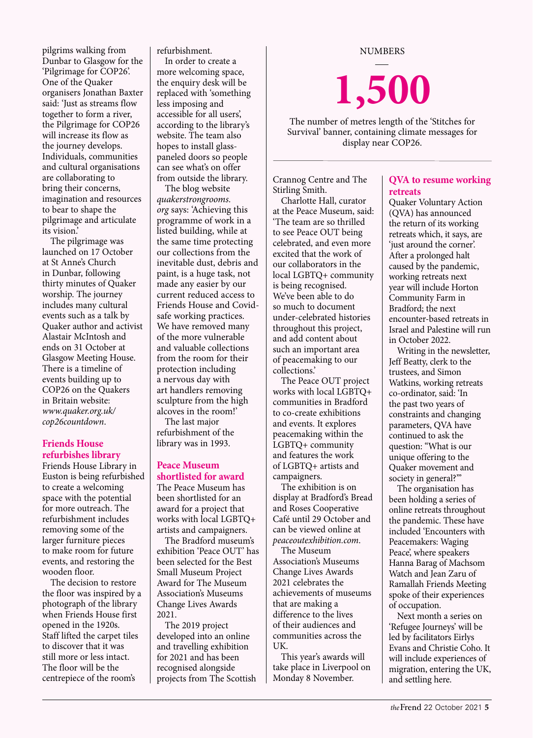pilgrims walking from Dunbar to Glasgow for the 'Pilgrimage for COP26'. One of the Quaker organisers Jonathan Baxter said: 'Just as streams flow together to form a river, the Pilgrimage for COP26 will increase its flow as the journey develops. Individuals, communities and cultural organisations are collaborating to bring their concerns, imagination and resources to bear to shape the pilgrimage and articulate its vision.'

The pilgrimage was launched on 17 October at St Anne's Church in Dunbar, following thirty minutes of Quaker worship. The journey includes many cultural events such as a talk by Quaker author and activist Alastair McIntosh and ends on 31 October at Glasgow Meeting House. There is a timeline of events building up to COP26 on the Quakers in Britain website: *www.quaker.org.uk/cop26countdown*.

## Friends House refurbishes library

Friends House Library in Euston is being refurbished to create a welcoming space with the potential for more outreach. The refurbishment includes removing some of the larger furniture pieces to make room for future events, and restoring the wooden floor.

The decision to restore the floor was inspired by a photograph of the library when Friends House first opened in the 1920s. Staff lifted the carpet tiles to discover that it was still more or less intact. The floor will be the centrepiece of the room's refurbishment.

In order to create a more welcoming space, the enquiry desk will be replaced with 'something less imposing and accessible for all users', according to the library's website. The team also hopes to install glass-paneled doors so people can see what's on offer from outside the library.

The blog website *quakerstrongrooms.org* says: 'Achieving this programme of work in a listed building, while at the same time protecting our collections from the inevitable dust, debris and paint, is a huge task, not made any easier by our current reduced access to Friends House and Covid-safe working practices. We have removed many of the more vulnerable and valuable collections from the room for their protection including a nervous day with art handlers removing sculpture from the high alcoves in the room!'

The last major refurbishment of the library was in 1993.

## Peace Museum shortlisted for award

The Peace Museum has been shortlisted for an award for a project that works with local LGBTQ+ artists and campaigners.

The Bradford museum's exhibition 'Peace OUT' has been selected for the Best Small Museum Project Award for The Museum Association's Museums Change Lives Awards 2021.

The 2019 project developed into an online and travelling exhibition for 2021 and has been recognised alongside projects from The Scottish Crannog Centre and The Stirling Smith.

Charlotte Hall, curator at the Peace Museum, said: 'The team are so thrilled to see Peace OUT being celebrated, and even more excited that the work of our collaborators in the local LGBTQ+ community is being recognised. We've been able to do so much to document under-celebrated histories throughout this project, and add content about such an important area of peacemaking to our collections.'

The Peace OUT project works with local LGBTQ+ communities in Bradford to co-create exhibitions and events. It explores peacemaking within the LGBTQ+ community and features the work of LGBTQ+ artists and campaigners.

The exhibition is on display at Bradford's Bread and Roses Cooperative Café until 29 October and can be viewed online at *peaceoutexhibition.com*.

The Museum Association's Museums Change Lives Awards 2021 celebrates the achievements of museums that are making a difference to the lives of their audiences and communities across the UK.

This year's awards will take place in Liverpool on Monday 8 November.

NUMBERS

# 1,500

The number of metres length of the 'Stitches for Survival' banner, containing climate messages for display near COP26.

## QVA to resume working retreats

Quaker Voluntary Action (QVA) has announced the return of its working retreats which, it says, are 'just around the corner'. After a prolonged halt caused by the pandemic, working retreats next year will include Horton Community Farm in Bradford; the next encounter-based retreats in Israel and Palestine will run in October 2022.

Writing in the newsletter, Jeff Beatty, clerk to the trustees, and Simon Watkins, working retreats co-ordinator, said: 'In the past two years of constraints and changing parameters, QVA have continued to ask the question: "What is our unique offering to the Quaker movement and society in general?"'

The organisation has been holding a series of online retreats throughout the pandemic. These have included 'Encounters with Peacemakers: Waging Peace', where speakers Hanna Barag of Machsom Watch and Jean Zaru of Ramallah Friends Meeting spoke of their experiences of occupation.

Next month a series on 'Refugee Journeys' will be led by facilitators Eirlys Evans and Christie Coho. It will include experiences of migration, entering the UK, and settling here.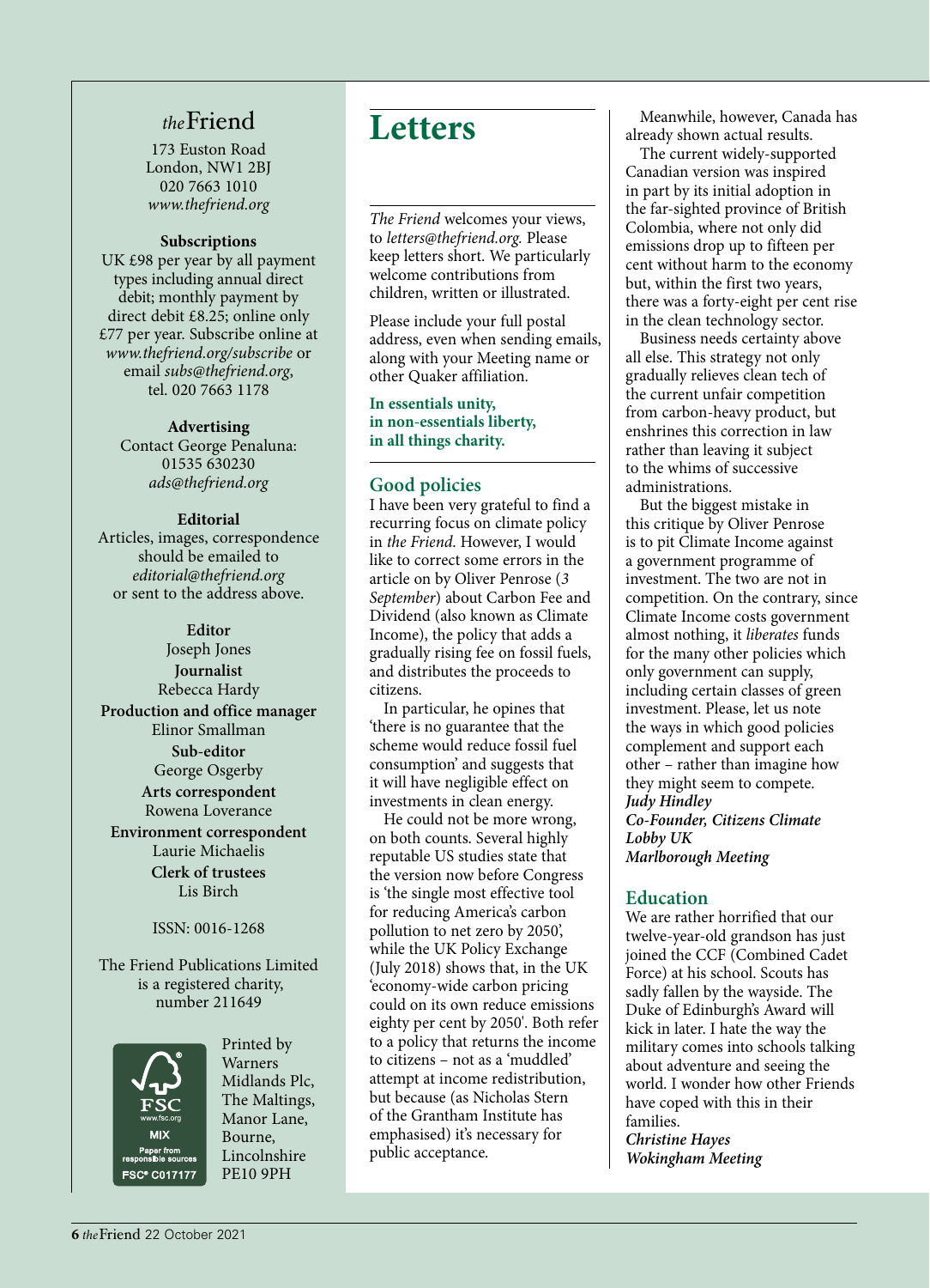*the* Friend

173 Euston Road
London, NW1 2BJ
020 7663 1010
*www.thefriend.org*

**Subscriptions**
UK £98 per year by all payment types including annual direct debit; monthly payment by direct debit £8.25; online only £77 per year. Subscribe online at *www.thefriend.org/subscribe* or email *subs@thefriend.org*, tel. 020 7663 1178

**Advertising**
Contact George Penaluna: 01535 630230
*ads@thefriend.org*

**Editorial**
Articles, images, correspondence should be emailed to *editorial@thefriend.org* or sent to the address above.

**Editor**
Joseph Jones
**Journalist**
Rebecca Hardy
**Production and office manager**
Elinor Smallman
**Sub-editor**
George Osgerby
**Arts correspondent**
Rowena Loverance
**Environment correspondent**
Laurie Michaelis
**Clerk of trustees**
Lis Birch

ISSN: 0016-1268

The Friend Publications Limited is a registered charity, number 211649

FSC www.fsc.org MIX Paper from responsible sources FSC® C017177

Printed by Warners Midlands Plc, The Maltings, Manor Lane, Bourne, Lincolnshire PE10 9PH

# Letters

*The Friend* welcomes your views, to *letters@thefriend.org.* Please keep letters short. We particularly welcome contributions from children, written or illustrated.

Please include your full postal address, even when sending emails, along with your Meeting name or other Quaker affiliation.

**In essentials unity, in non-essentials liberty, in all things charity.**

## Good policies

I have been very grateful to find a recurring focus on climate policy in *the Friend*. However, I would like to correct some errors in the article on by Oliver Penrose (*3 September*) about Carbon Fee and Dividend (also known as Climate Income), the policy that adds a gradually rising fee on fossil fuels, and distributes the proceeds to citizens.

In particular, he opines that 'there is no guarantee that the scheme would reduce fossil fuel consumption' and suggests that it will have negligible effect on investments in clean energy.

He could not be more wrong, on both counts. Several highly reputable US studies state that the version now before Congress is 'the single most effective tool for reducing America's carbon pollution to net zero by 2050', while the UK Policy Exchange (July 2018) shows that, in the UK 'economy-wide carbon pricing could on its own reduce emissions eighty per cent by 2050'. Both refer to a policy that returns the income to citizens – not as a 'muddled' attempt at income redistribution, but because (as Nicholas Stern of the Grantham Institute has emphasised) it's necessary for public acceptance.

Meanwhile, however, Canada has already shown actual results.

The current widely-supported Canadian version was inspired in part by its initial adoption in the far-sighted province of British Colombia, where not only did emissions drop up to fifteen per cent without harm to the economy but, within the first two years, there was a forty-eight per cent rise in the clean technology sector.

Business needs certainty above all else. This strategy not only gradually relieves clean tech of the current unfair competition from carbon-heavy product, but enshrines this correction in law rather than leaving it subject to the whims of successive administrations.

But the biggest mistake in this critique by Oliver Penrose is to pit Climate Income against a government programme of investment. The two are not in competition. On the contrary, since Climate Income costs government almost nothing, it *liberates* funds for the many other policies which only government can supply, including certain classes of green investment. Please, let us note the ways in which good policies complement and support each other – rather than imagine how they might seem to compete.

***Judy Hindley***
***Co-Founder, Citizens Climate Lobby UK***
***Marlborough Meeting***

## Education

We are rather horrified that our twelve-year-old grandson has just joined the CCF (Combined Cadet Force) at his school. Scouts has sadly fallen by the wayside. The Duke of Edinburgh's Award will kick in later. I hate the way the military comes into schools talking about adventure and seeing the world. I wonder how other Friends have coped with this in their families.

***Christine Hayes***
***Wokingham Meeting***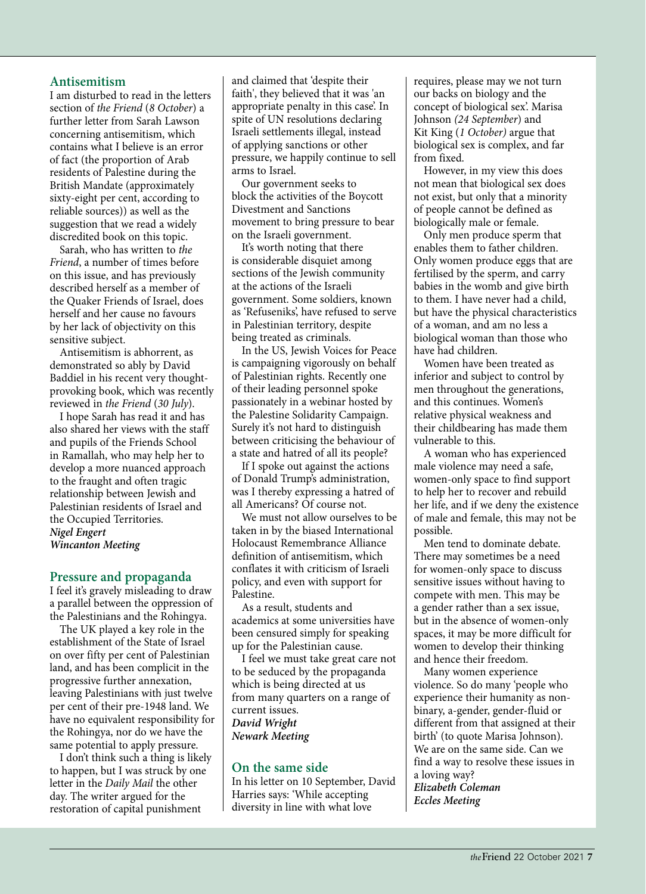## Antisemitism

I am disturbed to read in the letters section of *the Friend* (*8 October*) a further letter from Sarah Lawson concerning antisemitism, which contains what I believe is an error of fact (the proportion of Arab residents of Palestine during the British Mandate (approximately sixty-eight per cent, according to reliable sources)) as well as the suggestion that we read a widely discredited book on this topic.

Sarah, who has written to *the Friend*, a number of times before on this issue, and has previously described herself as a member of the Quaker Friends of Israel, does herself and her cause no favours by her lack of objectivity on this sensitive subject.

Antisemitism is abhorrent, as demonstrated so ably by David Baddiel in his recent very thought-provoking book, which was recently reviewed in *the Friend* (*30 July*).

I hope Sarah has read it and has also shared her views with the staff and pupils of the Friends School in Ramallah, who may help her to develop a more nuanced approach to the fraught and often tragic relationship between Jewish and Palestinian residents of Israel and the Occupied Territories.

***Nigel Engert***
***Wincanton Meeting***

## Pressure and propaganda

I feel it's gravely misleading to draw a parallel between the oppression of the Palestinians and the Rohingya.

The UK played a key role in the establishment of the State of Israel on over fifty per cent of Palestinian land, and has been complicit in the progressive further annexation, leaving Palestinians with just twelve per cent of their pre-1948 land. We have no equivalent responsibility for the Rohingya, nor do we have the same potential to apply pressure.

I don't think such a thing is likely to happen, but I was struck by one letter in the *Daily Mail* the other day. The writer argued for the restoration of capital punishment and claimed that 'despite their faith', they believed that it was 'an appropriate penalty in this case'. In spite of UN resolutions declaring Israeli settlements illegal, instead of applying sanctions or other pressure, we happily continue to sell arms to Israel.

Our government seeks to block the activities of the Boycott Divestment and Sanctions movement to bring pressure to bear on the Israeli government.

It's worth noting that there is considerable disquiet among sections of the Jewish community at the actions of the Israeli government. Some soldiers, known as 'Refuseniks', have refused to serve in Palestinian territory, despite being treated as criminals.

In the US, Jewish Voices for Peace is campaigning vigorously on behalf of Palestinian rights. Recently one of their leading personnel spoke passionately in a webinar hosted by the Palestine Solidarity Campaign. Surely it's not hard to distinguish between criticising the behaviour of a state and hatred of all its people?

If I spoke out against the actions of Donald Trump's administration, was I thereby expressing a hatred of all Americans? Of course not.

We must not allow ourselves to be taken in by the biased International Holocaust Remembrance Alliance definition of antisemitism, which conflates it with criticism of Israeli policy, and even with support for Palestine.

As a result, students and academics at some universities have been censured simply for speaking up for the Palestinian cause.

I feel we must take great care not to be seduced by the propaganda which is being directed at us from many quarters on a range of current issues.

***David Wright***
***Newark Meeting***

## On the same side

In his letter on 10 September, David Harries says: 'While accepting diversity in line with what love requires, please may we not turn our backs on biology and the concept of biological sex'. Marisa Johnson *(24 September)* and Kit King (*1 October)* argue that biological sex is complex, and far from fixed.

However, in my view this does not mean that biological sex does not exist, but only that a minority of people cannot be defined as biologically male or female.

Only men produce sperm that enables them to father children. Only women produce eggs that are fertilised by the sperm, and carry babies in the womb and give birth to them. I have never had a child, but have the physical characteristics of a woman, and am no less a biological woman than those who have had children.

Women have been treated as inferior and subject to control by men throughout the generations, and this continues. Women's relative physical weakness and their childbearing has made them vulnerable to this.

A woman who has experienced male violence may need a safe, women-only space to find support to help her to recover and rebuild her life, and if we deny the existence of male and female, this may not be possible.

Men tend to dominate debate. There may sometimes be a need for women-only space to discuss sensitive issues without having to compete with men. This may be a gender rather than a sex issue, but in the absence of women-only spaces, it may be more difficult for women to develop their thinking and hence their freedom.

Many women experience violence. So do many 'people who experience their humanity as non-binary, a-gender, gender-fluid or different from that assigned at their birth' (to quote Marisa Johnson). We are on the same side. Can we find a way to resolve these issues in a loving way?

***Elizabeth Coleman***
***Eccles Meeting***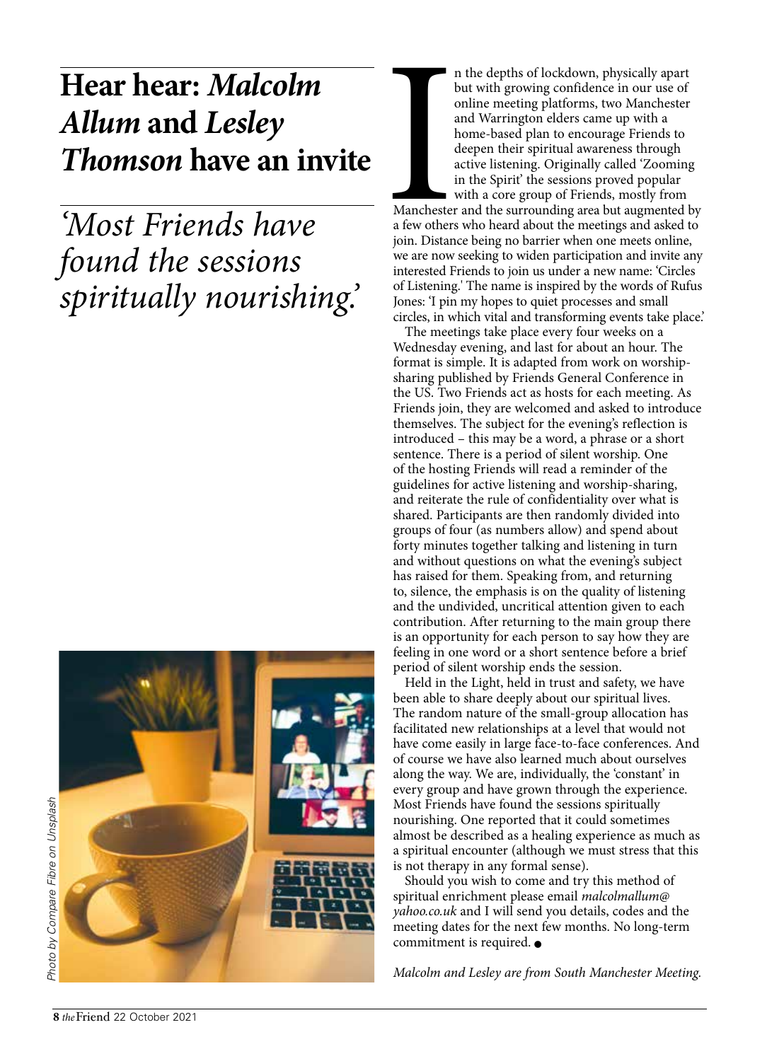# Hear hear: *Malcolm Allum* and *Lesley Thomson* have an invite

*'Most Friends have found the sessions spiritually nourishing.'*

Photo by Compare Fibre on Unsplash

In the depths of lockdown, physically apart but with growing confidence in our use of online meeting platforms, two Manchester and Warrington elders came up with a home-based plan to encourage Friends to deepen their spiritual awareness through active listening. Originally called 'Zooming in the Spirit' the sessions proved popular with a core group of Friends, mostly from Manchester and the surrounding area but augmented by a few others who heard about the meetings and asked to join. Distance being no barrier when one meets online, we are now seeking to widen participation and invite any interested Friends to join us under a new name: 'Circles of Listening.' The name is inspired by the words of Rufus Jones: 'I pin my hopes to quiet processes and small circles, in which vital and transforming events take place.'

The meetings take place every four weeks on a Wednesday evening, and last for about an hour. The format is simple. It is adapted from work on worship-sharing published by Friends General Conference in the US. Two Friends act as hosts for each meeting. As Friends join, they are welcomed and asked to introduce themselves. The subject for the evening's reflection is introduced – this may be a word, a phrase or a short sentence. There is a period of silent worship. One of the hosting Friends will read a reminder of the guidelines for active listening and worship-sharing, and reiterate the rule of confidentiality over what is shared. Participants are then randomly divided into groups of four (as numbers allow) and spend about forty minutes together talking and listening in turn and without questions on what the evening's subject has raised for them. Speaking from, and returning to, silence, the emphasis is on the quality of listening and the undivided, uncritical attention given to each contribution. After returning to the main group there is an opportunity for each person to say how they are feeling in one word or a short sentence before a brief period of silent worship ends the session.

Held in the Light, held in trust and safety, we have been able to share deeply about our spiritual lives. The random nature of the small-group allocation has facilitated new relationships at a level that would not have come easily in large face-to-face conferences. And of course we have also learned much about ourselves along the way. We are, individually, the 'constant' in every group and have grown through the experience. Most Friends have found the sessions spiritually nourishing. One reported that it could sometimes almost be described as a healing experience as much as a spiritual encounter (although we must stress that this is not therapy in any formal sense).

Should you wish to come and try this method of spiritual enrichment please email *malcolmallum@yahoo.co.uk* and I will send you details, codes and the meeting dates for the next few months. No long-term commitment is required. ●

*Malcolm and Lesley are from South Manchester Meeting.*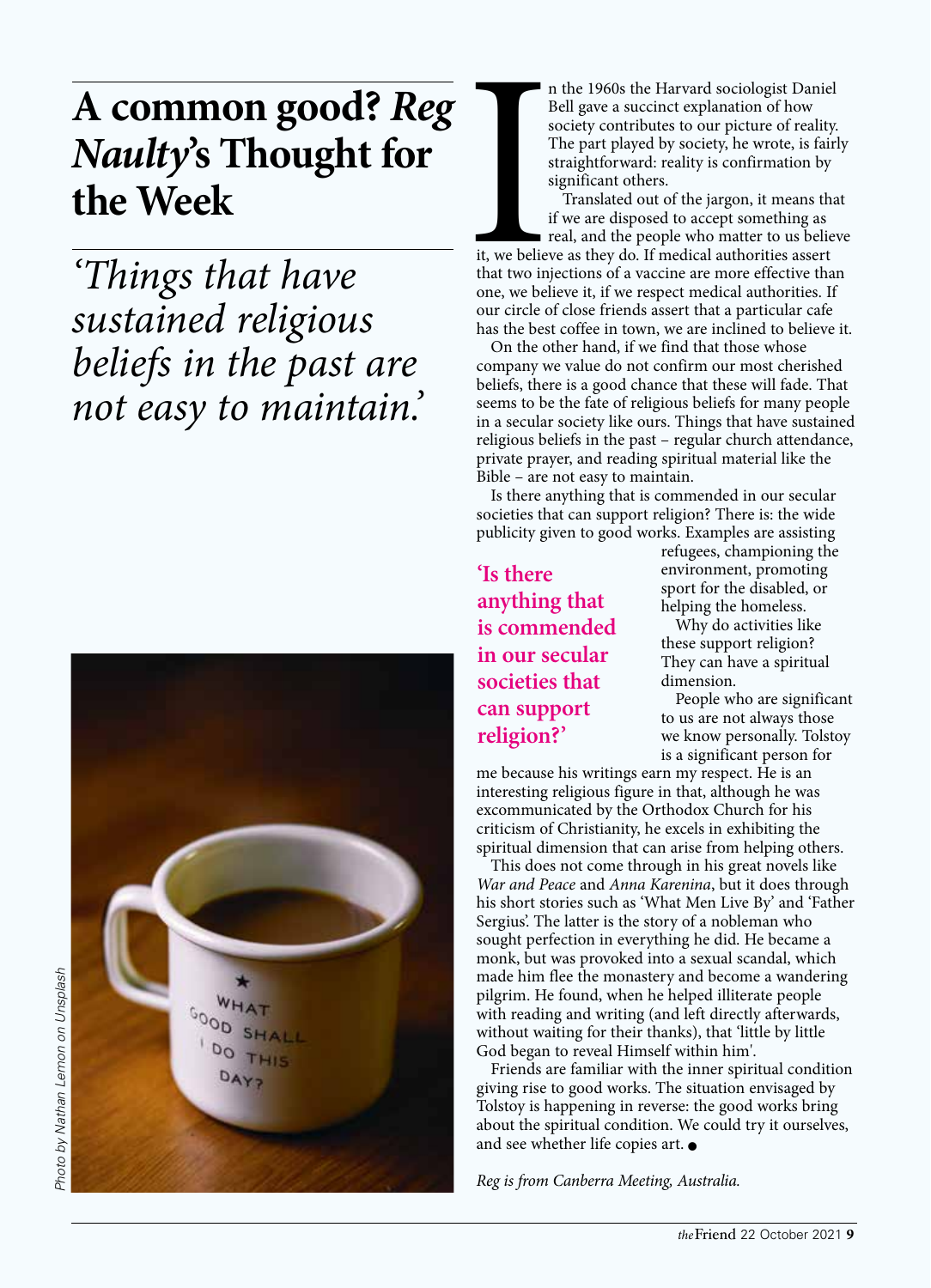# A common good? *Reg Naulty*'s Thought for the Week

*'Things that have sustained religious beliefs in the past are not easy to maintain.'*

In the 1960s the Harvard sociologist Daniel Bell gave a succinct explanation of how society contributes to our picture of reality. The part played by society, he wrote, is fairly straightforward: reality is confirmation by significant others.

Translated out of the jargon, it means that if we are disposed to accept something as real, and the people who matter to us believe it, we believe as they do. If medical authorities assert that two injections of a vaccine are more effective than one, we believe it, if we respect medical authorities. If our circle of close friends assert that a particular cafe has the best coffee in town, we are inclined to believe it.

On the other hand, if we find that those whose company we value do not confirm our most cherished beliefs, there is a good chance that these will fade. That seems to be the fate of religious beliefs for many people in a secular society like ours. Things that have sustained religious beliefs in the past – regular church attendance, private prayer, and reading spiritual material like the Bible – are not easy to maintain.

Is there anything that is commended in our secular societies that can support religion? There is: the wide publicity given to good works. Examples are assisting refugees, championing the environment, promoting sport for the disabled, or helping the homeless.

**'Is there anything that is commended in our secular societies that can support religion?'**

Why do activities like these support religion? They can have a spiritual dimension.

People who are significant to us are not always those we know personally. Tolstoy is a significant person for me because his writings earn my respect. He is an interesting religious figure in that, although he was excommunicated by the Orthodox Church for his criticism of Christianity, he excels in exhibiting the spiritual dimension that can arise from helping others.

This does not come through in his great novels like *War and Peace* and *Anna Karenina*, but it does through his short stories such as 'What Men Live By' and 'Father Sergius'. The latter is the story of a nobleman who sought perfection in everything he did. He became a monk, but was provoked into a sexual scandal, which made him flee the monastery and become a wandering pilgrim. He found, when he helped illiterate people with reading and writing (and left directly afterwards, without waiting for their thanks), that 'little by little God began to reveal Himself within him'.

Friends are familiar with the inner spiritual condition giving rise to good works. The situation envisaged by Tolstoy is happening in reverse: the good works bring about the spiritual condition. We could try it ourselves, and see whether life copies art. ●

*Reg is from Canberra Meeting, Australia.*

*Photo by Nathan Lemon on Unsplash*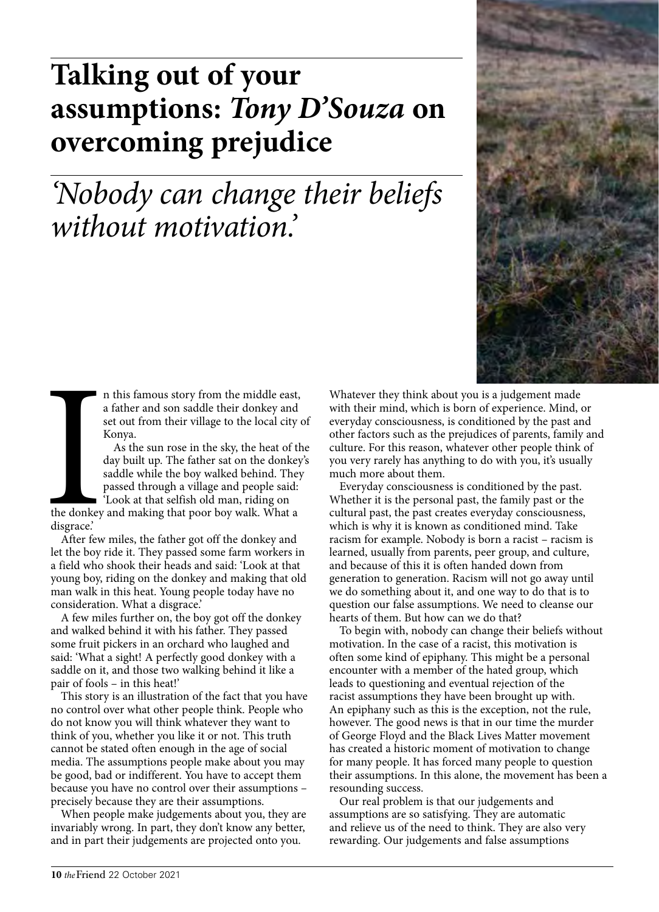# Talking out of your assumptions: *Tony D'Souza* on overcoming prejudice

## *'Nobody can change their beliefs without motivation.'*

In this famous story from the middle east, a father and son saddle their donkey and set out from their village to the local city of Konya.

As the sun rose in the sky, the heat of the day built up. The father sat on the donkey's saddle while the boy walked behind. They passed through a village and people said: 'Look at that selfish old man, riding on the donkey and making that poor boy walk. What a disgrace.'

After few miles, the father got off the donkey and let the boy ride it. They passed some farm workers in a field who shook their heads and said: 'Look at that young boy, riding on the donkey and making that old man walk in this heat. Young people today have no consideration. What a disgrace.'

A few miles further on, the boy got off the donkey and walked behind it with his father. They passed some fruit pickers in an orchard who laughed and said: 'What a sight! A perfectly good donkey with a saddle on it, and those two walking behind it like a pair of fools – in this heat!'

This story is an illustration of the fact that you have no control over what other people think. People who do not know you will think whatever they want to think of you, whether you like it or not. This truth cannot be stated often enough in the age of social media. The assumptions people make about you may be good, bad or indifferent. You have to accept them because you have no control over their assumptions – precisely because they are their assumptions.

When people make judgements about you, they are invariably wrong. In part, they don't know any better, and in part their judgements are projected onto you. Whatever they think about you is a judgement made with their mind, which is born of experience. Mind, or everyday consciousness, is conditioned by the past and other factors such as the prejudices of parents, family and culture. For this reason, whatever other people think of you very rarely has anything to do with you, it's usually much more about them.

Everyday consciousness is conditioned by the past. Whether it is the personal past, the family past or the cultural past, the past creates everyday consciousness, which is why it is known as conditioned mind. Take racism for example. Nobody is born a racist – racism is learned, usually from parents, peer group, and culture, and because of this it is often handed down from generation to generation. Racism will not go away until we do something about it, and one way to do that is to question our false assumptions. We need to cleanse our hearts of them. But how can we do that?

To begin with, nobody can change their beliefs without motivation. In the case of a racist, this motivation is often some kind of epiphany. This might be a personal encounter with a member of the hated group, which leads to questioning and eventual rejection of the racist assumptions they have been brought up with. An epiphany such as this is the exception, not the rule, however. The good news is that in our time the murder of George Floyd and the Black Lives Matter movement has created a historic moment of motivation to change for many people. It has forced many people to question their assumptions. In this alone, the movement has been a resounding success.

Our real problem is that our judgements and assumptions are so satisfying. They are automatic and relieve us of the need to think. They are also very rewarding. Our judgements and false assumptions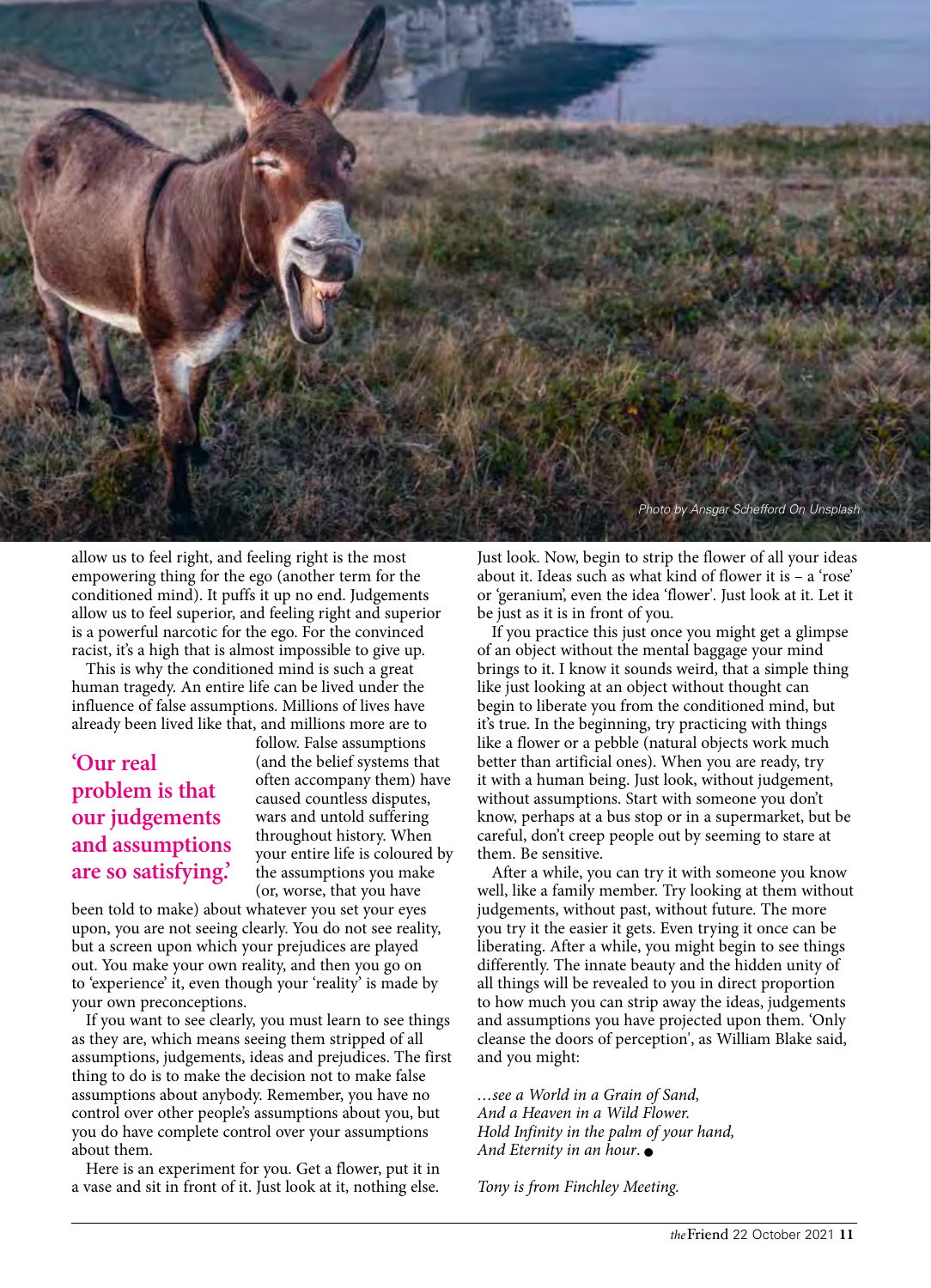Photo by Ansgar Scheffold On Unsplash

allow us to feel right, and feeling right is the most empowering thing for the ego (another term for the conditioned mind). It puffs it up no end. Judgements allow us to feel superior, and feeling right and superior is a powerful narcotic for the ego. For the convinced racist, it's a high that is almost impossible to give up.

This is why the conditioned mind is such a great human tragedy. An entire life can be lived under the influence of false assumptions. Millions of lives have already been lived like that, and millions more are to follow. False assumptions (and the belief systems that often accompany them) have caused countless disputes, wars and untold suffering throughout history. When your entire life is coloured by the assumptions you make (or, worse, that you have been told to make) about whatever you set your eyes upon, you are not seeing clearly. You do not see reality, but a screen upon which your prejudices are played out. You make your own reality, and then you go on to 'experience' it, even though your 'reality' is made by your own preconceptions.

> **'Our real problem is that our judgements and assumptions are so satisfying.'**

If you want to see clearly, you must learn to see things as they are, which means seeing them stripped of all assumptions, judgements, ideas and prejudices. The first thing to do is to make the decision not to make false assumptions about anybody. Remember, you have no control over other people's assumptions about you, but you do have complete control over your assumptions about them.

Here is an experiment for you. Get a flower, put it in a vase and sit in front of it. Just look at it, nothing else. Just look. Now, begin to strip the flower of all your ideas about it. Ideas such as what kind of flower it is – a 'rose' or 'geranium', even the idea 'flower'. Just look at it. Let it be just as it is in front of you.

If you practice this just once you might get a glimpse of an object without the mental baggage your mind brings to it. I know it sounds weird, that a simple thing like just looking at an object without thought can begin to liberate you from the conditioned mind, but it's true. In the beginning, try practicing with things like a flower or a pebble (natural objects work much better than artificial ones). When you are ready, try it with a human being. Just look, without judgement, without assumptions. Start with someone you don't know, perhaps at a bus stop or in a supermarket, but be careful, don't creep people out by seeming to stare at them. Be sensitive.

After a while, you can try it with someone you know well, like a family member. Try looking at them without judgements, without past, without future. The more you try it the easier it gets. Even trying it once can be liberating. After a while, you might begin to see things differently. The innate beauty and the hidden unity of all things will be revealed to you in direct proportion to how much you can strip away the ideas, judgements and assumptions you have projected upon them. 'Only cleanse the doors of perception', as William Blake said, and you might:

*…see a World in a Grain of Sand,*
*And a Heaven in a Wild Flower.*
*Hold Infinity in the palm of your hand,*
*And Eternity in an hour.* ●

*Tony is from Finchley Meeting.*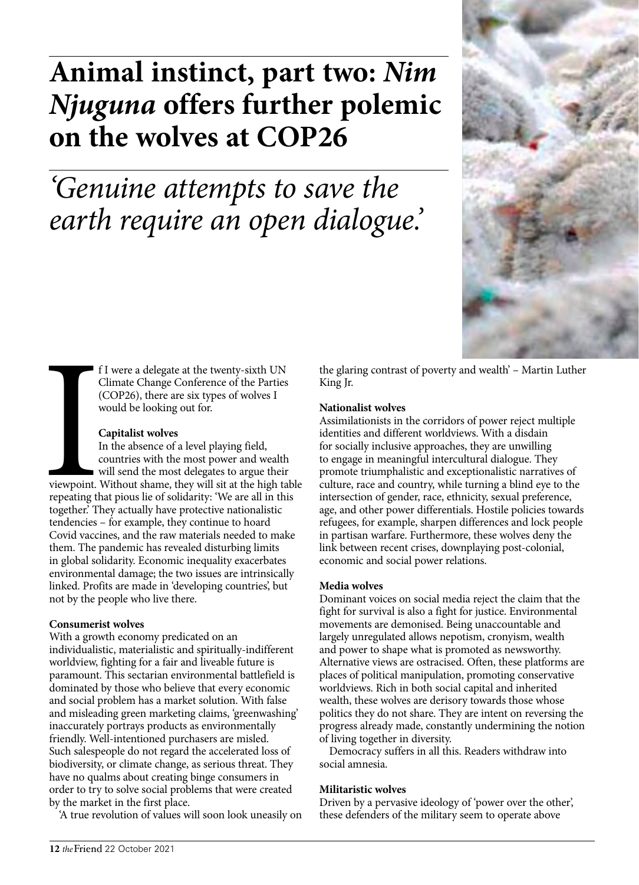# Animal instinct, part two: *Nim Njuguna* offers further polemic on the wolves at COP26

## *'Genuine attempts to save the earth require an open dialogue.'*

If I were a delegate at the twenty-sixth UN Climate Change Conference of the Parties (COP26), there are six types of wolves I would be looking out for.

**Capitalist wolves**

In the absence of a level playing field, countries with the most power and wealth will send the most delegates to argue their viewpoint. Without shame, they will sit at the high table repeating that pious lie of solidarity: 'We are all in this together.' They actually have protective nationalistic tendencies – for example, they continue to hoard Covid vaccines, and the raw materials needed to make them. The pandemic has revealed disturbing limits in global solidarity. Economic inequality exacerbates environmental damage; the two issues are intrinsically linked. Profits are made in 'developing countries', but not by the people who live there.

**Consumerist wolves**

With a growth economy predicated on an individualistic, materialistic and spiritually-indifferent worldview, fighting for a fair and liveable future is paramount. This sectarian environmental battlefield is dominated by those who believe that every economic and social problem has a market solution. With false and misleading green marketing claims, 'greenwashing' inaccurately portrays products as environmentally friendly. Well-intentioned purchasers are misled. Such salespeople do not regard the accelerated loss of biodiversity, or climate change, as serious threat. They have no qualms about creating binge consumers in order to try to solve social problems that were created by the market in the first place.

'A true revolution of values will soon look uneasily on the glaring contrast of poverty and wealth' – Martin Luther King Jr.

**Nationalist wolves**

Assimilationists in the corridors of power reject multiple identities and different worldviews. With a disdain for socially inclusive approaches, they are unwilling to engage in meaningful intercultural dialogue. They promote triumphalistic and exceptionalistic narratives of culture, race and country, while turning a blind eye to the intersection of gender, race, ethnicity, sexual preference, age, and other power differentials. Hostile policies towards refugees, for example, sharpen differences and lock people in partisan warfare. Furthermore, these wolves deny the link between recent crises, downplaying post-colonial, economic and social power relations.

**Media wolves**

Dominant voices on social media reject the claim that the fight for survival is also a fight for justice. Environmental movements are demonised. Being unaccountable and largely unregulated allows nepotism, cronyism, wealth and power to shape what is promoted as newsworthy. Alternative views are ostracised. Often, these platforms are places of political manipulation, promoting conservative worldviews. Rich in both social capital and inherited wealth, these wolves are derisory towards those whose politics they do not share. They are intent on reversing the progress already made, constantly undermining the notion of living together in diversity.

Democracy suffers in all this. Readers withdraw into social amnesia.

**Militaristic wolves**

Driven by a pervasive ideology of 'power over the other', these defenders of the military seem to operate above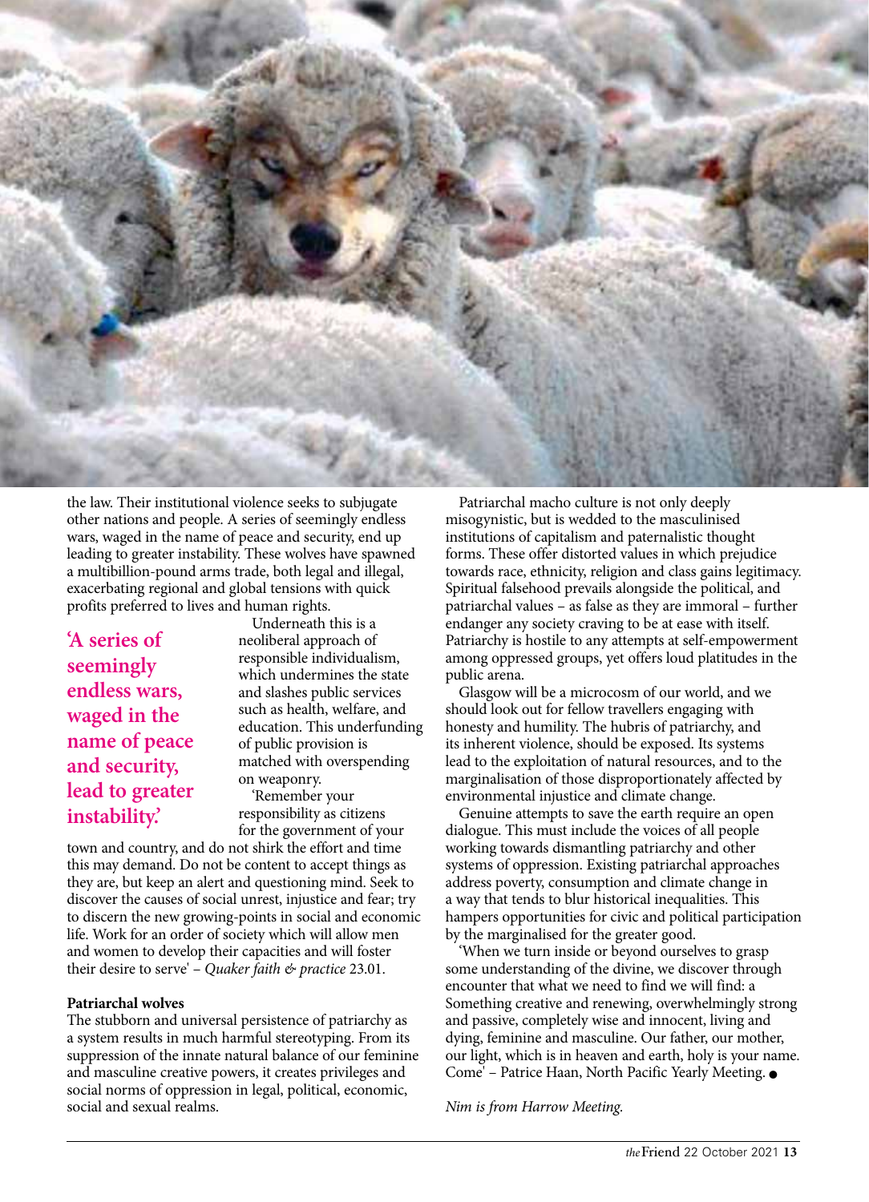the law. Their institutional violence seeks to subjugate other nations and people. A series of seemingly endless wars, waged in the name of peace and security, end up leading to greater instability. These wolves have spawned a multibillion-pound arms trade, both legal and illegal, exacerbating regional and global tensions with quick profits preferred to lives and human rights.

**'A series of seemingly endless wars, waged in the name of peace and security, lead to greater instability.'**

Underneath this is a neoliberal approach of responsible individualism, which undermines the state and slashes public services such as health, welfare, and education. This underfunding of public provision is matched with overspending on weaponry.

'Remember your responsibility as citizens for the government of your town and country, and do not shirk the effort and time this may demand. Do not be content to accept things as they are, but keep an alert and questioning mind. Seek to discover the causes of social unrest, injustice and fear; try to discern the new growing-points in social and economic life. Work for an order of society which will allow men and women to develop their capacities and will foster their desire to serve' – *Quaker faith & practice* 23.01.

**Patriarchal wolves**

The stubborn and universal persistence of patriarchy as a system results in much harmful stereotyping. From its suppression of the innate natural balance of our feminine and masculine creative powers, it creates privileges and social norms of oppression in legal, political, economic, social and sexual realms.

Patriarchal macho culture is not only deeply misogynistic, but is wedded to the masculinised institutions of capitalism and paternalistic thought forms. These offer distorted values in which prejudice towards race, ethnicity, religion and class gains legitimacy. Spiritual falsehood prevails alongside the political, and patriarchal values – as false as they are immoral – further endanger any society craving to be at ease with itself. Patriarchy is hostile to any attempts at self-empowerment among oppressed groups, yet offers loud platitudes in the public arena.

Glasgow will be a microcosm of our world, and we should look out for fellow travellers engaging with honesty and humility. The hubris of patriarchy, and its inherent violence, should be exposed. Its systems lead to the exploitation of natural resources, and to the marginalisation of those disproportionately affected by environmental injustice and climate change.

Genuine attempts to save the earth require an open dialogue. This must include the voices of all people working towards dismantling patriarchy and other systems of oppression. Existing patriarchal approaches address poverty, consumption and climate change in a way that tends to blur historical inequalities. This hampers opportunities for civic and political participation by the marginalised for the greater good.

'When we turn inside or beyond ourselves to grasp some understanding of the divine, we discover through encounter that what we need to find we will find: a Something creative and renewing, overwhelmingly strong and passive, completely wise and innocent, living and dying, feminine and masculine. Our father, our mother, our light, which is in heaven and earth, holy is your name. Come' – Patrice Haan, North Pacific Yearly Meeting. ●

*Nim is from Harrow Meeting.*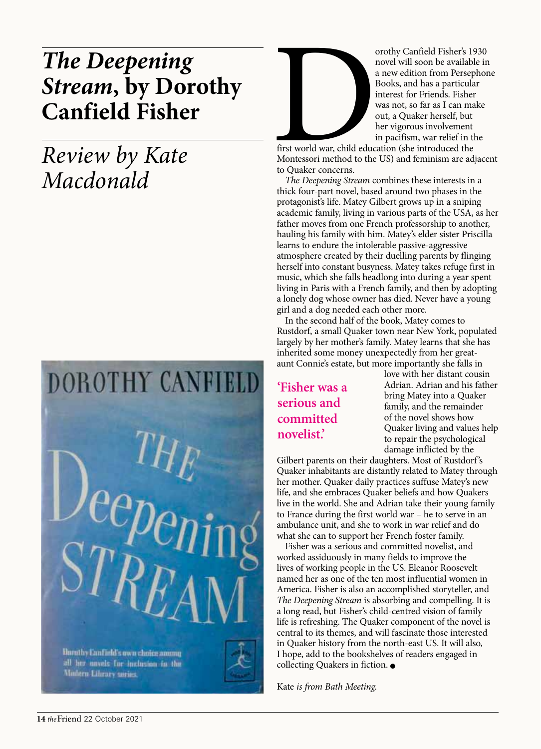# *The Deepening Stream*, by Dorothy Canfield Fisher

## *Review by Kate Macdonald*

Dorothy Canfield Fisher's 1930 novel will soon be available in a new edition from Persephone Books, and has a particular interest for Friends. Fisher was not, so far as I can make out, a Quaker herself, but her vigorous involvement in pacifism, war relief in the first world war, child education (she introduced the Montessori method to the US) and feminism are adjacent to Quaker concerns.

*The Deepening Stream* combines these interests in a thick four-part novel, based around two phases in the protagonist's life. Matey Gilbert grows up in a sniping academic family, living in various parts of the USA, as her father moves from one French professorship to another, hauling his family with him. Matey's elder sister Priscilla learns to endure the intolerable passive-aggressive atmosphere created by their duelling parents by flinging herself into constant busyness. Matey takes refuge first in music, which she falls headlong into during a year spent living in Paris with a French family, and then by adopting a lonely dog whose owner has died. Never have a young girl and a dog needed each other more.

In the second half of the book, Matey comes to Rustdorf, a small Quaker town near New York, populated largely by her mother's family. Matey learns that she has inherited some money unexpectedly from her great-aunt Connie's estate, but more importantly she falls in love with her distant cousin Adrian. Adrian and his father bring Matey into a Quaker family, and the remainder of the novel shows how Quaker living and values help to repair the psychological damage inflicted by the Gilbert parents on their daughters. Most of Rustdorf's Quaker inhabitants are distantly related to Matey through her mother. Quaker daily practices suffuse Matey's new life, and she embraces Quaker beliefs and how Quakers live in the world. She and Adrian take their young family to France during the first world war – he to serve in an ambulance unit, and she to work in war relief and do what she can to support her French foster family.

**'Fisher was a serious and committed novelist.'**

Fisher was a serious and committed novelist, and worked assiduously in many fields to improve the lives of working people in the US. Eleanor Roosevelt named her as one of the ten most influential women in America. Fisher is also an accomplished storyteller, and *The Deepening Stream* is absorbing and compelling. It is a long read, but Fisher's child-centred vision of family life is refreshing. The Quaker component of the novel is central to its themes, and will fascinate those interested in Quaker history from the north-east US. It will also, I hope, add to the bookshelves of readers engaged in collecting Quakers in fiction. ●

Kate *is from Bath Meeting.*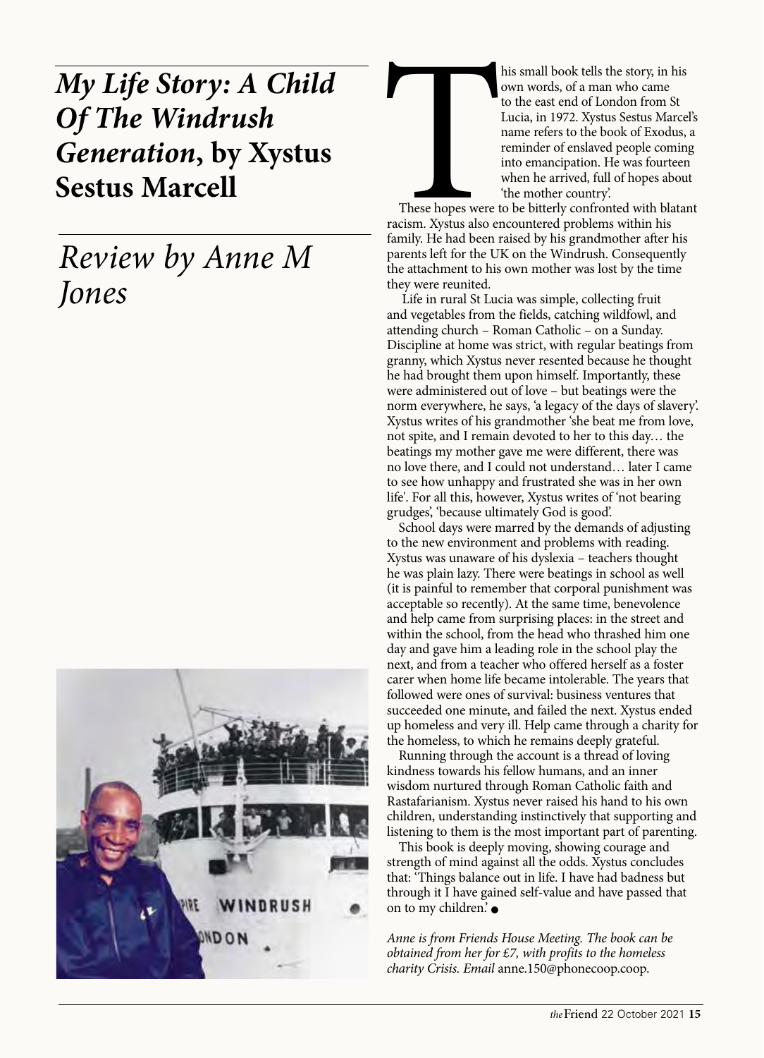# *My Life Story: A Child Of The Windrush Generation*, by Xystus Sestus Marcell

## *Review by Anne M Jones*

This small book tells the story, in his own words, of a man who came to the east end of London from St Lucia, in 1972. Xystus Sestus Marcel's name refers to the book of Exodus, a reminder of enslaved people coming into emancipation. He was fourteen when he arrived, full of hopes about 'the mother country'.

These hopes were to be bitterly confronted with blatant racism. Xystus also encountered problems within his family. He had been raised by his grandmother after his parents left for the UK on the Windrush. Consequently the attachment to his own mother was lost by the time they were reunited.

Life in rural St Lucia was simple, collecting fruit and vegetables from the fields, catching wildfowl, and attending church – Roman Catholic – on a Sunday. Discipline at home was strict, with regular beatings from granny, which Xystus never resented because he thought he had brought them upon himself. Importantly, these were administered out of love – but beatings were the norm everywhere, he says, 'a legacy of the days of slavery'. Xystus writes of his grandmother 'she beat me from love, not spite, and I remain devoted to her to this day… the beatings my mother gave me were different, there was no love there, and I could not understand… later I came to see how unhappy and frustrated she was in her own life'. For all this, however, Xystus writes of 'not bearing grudges', 'because ultimately God is good'.

School days were marred by the demands of adjusting to the new environment and problems with reading. Xystus was unaware of his dyslexia – teachers thought he was plain lazy. There were beatings in school as well (it is painful to remember that corporal punishment was acceptable so recently). At the same time, benevolence and help came from surprising places: in the street and within the school, from the head who thrashed him one day and gave him a leading role in the school play the next, and from a teacher who offered herself as a foster carer when home life became intolerable. The years that followed were ones of survival: business ventures that succeeded one minute, and failed the next. Xystus ended up homeless and very ill. Help came through a charity for the homeless, to which he remains deeply grateful.

Running through the account is a thread of loving kindness towards his fellow humans, and an inner wisdom nurtured through Roman Catholic faith and Rastafarianism. Xystus never raised his hand to his own children, understanding instinctively that supporting and listening to them is the most important part of parenting.

This book is deeply moving, showing courage and strength of mind against all the odds. Xystus concludes that: 'Things balance out in life. I have had badness but through it I have gained self-value and have passed that on to my children.' ●

*Anne is from Friends House Meeting. The book can be obtained from her for £7, with profits to the homeless charity Crisis. Email* anne.150@phonecoop.coop*.*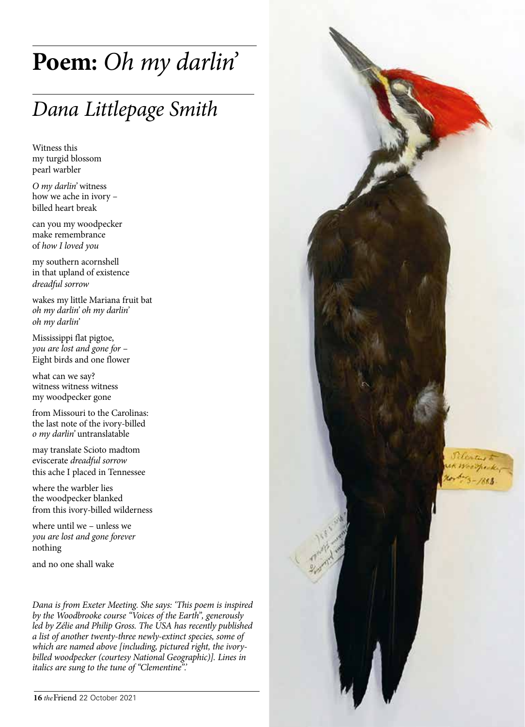# **Poem:** *Oh my darlin'*

## *Dana Littlepage Smith*

Witness this
my turgid blossom
pearl warbler

*O my darlin'* witness
how we ache in ivory –
billed heart break

can you my woodpecker
make remembrance
of *how I loved you*

my southern acornshell
in that upland of existence
*dreadful sorrow*

wakes my little Mariana fruit bat
*oh my darlin' oh my darlin'*
*oh my darlin'*

Mississippi flat pigtoe,
*you are lost and gone for* –
Eight birds and one flower

what can we say?
witness witness witness
my woodpecker gone

from Missouri to the Carolinas:
the last note of the ivory-billed
*o my darlin'* untranslatable

may translate Scioto madtom
eviscerate *dreadful sorrow*
this ache I placed in Tennessee

where the warbler lies
the woodpecker blanked
from this ivory-billed wilderness

where until we – unless we
*you are lost and gone forever*
nothing

and no one shall wake

*Dana is from Exeter Meeting. She says: 'This poem is inspired by the Woodbrooke course "Voices of the Earth", generously led by Zélie and Philip Gross. The USA has recently published a list of another twenty-three newly-extinct species, some of which are named above [including, pictured right, the ivory-billed woodpecker (courtesy National Geographic)]. Lines in italics are sung to the tune of "Clementine".'*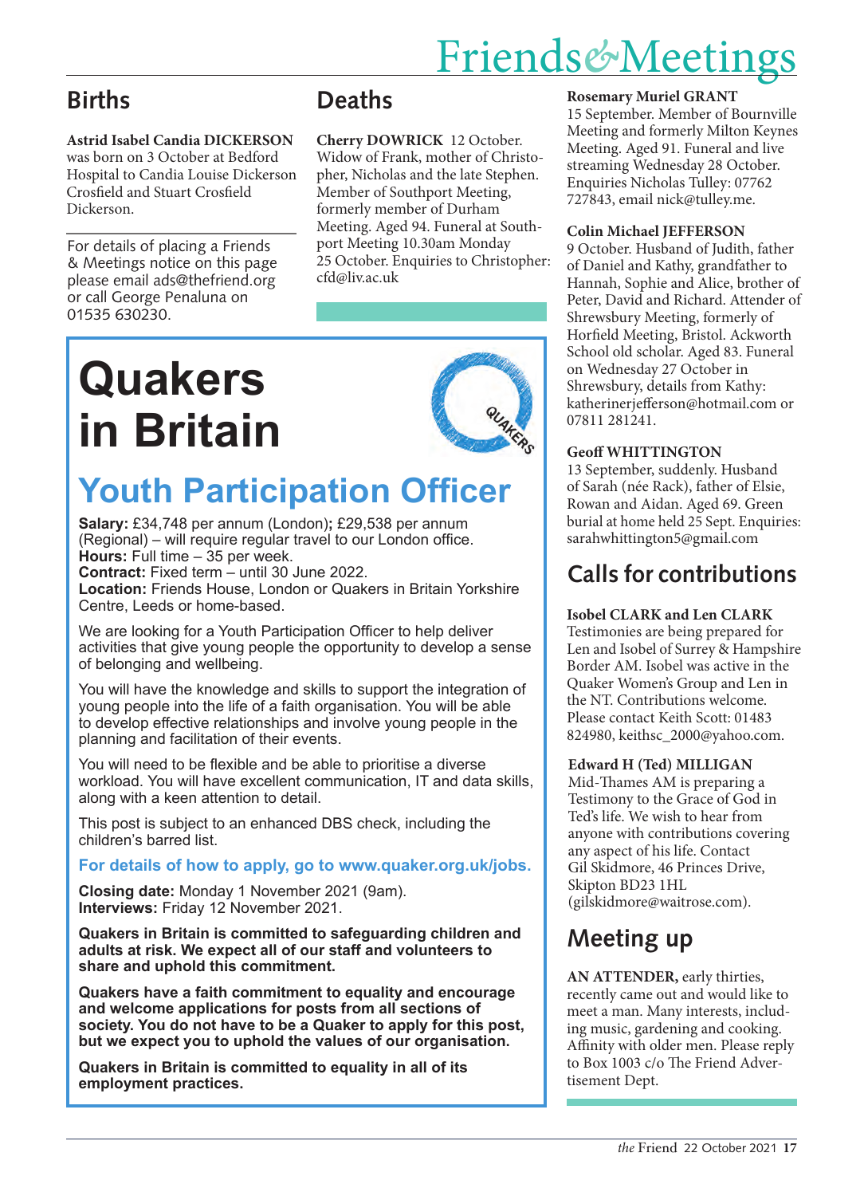# Friends & Meetings

## Births

**Astrid Isabel Candia DICKERSON** was born on 3 October at Bedford Hospital to Candia Louise Dickerson Crosfield and Stuart Crosfield Dickerson.

For details of placing a Friends & Meetings notice on this page please email ads@thefriend.org or call George Penaluna on 01535 630230.

## Deaths

**Cherry DOWRICK** 12 October. Widow of Frank, mother of Christopher, Nicholas and the late Stephen. Member of Southport Meeting, formerly member of Durham Meeting. Aged 94. Funeral at Southport Meeting 10.30am Monday 25 October. Enquiries to Christopher: cfd@liv.ac.uk

**Rosemary Muriel GRANT**
15 September. Member of Bournville Meeting and formerly Milton Keynes Meeting. Aged 91. Funeral and live streaming Wednesday 28 October. Enquiries Nicholas Tulley: 07762 727843, email nick@tulley.me.

**Colin Michael JEFFERSON**
9 October. Husband of Judith, father of Daniel and Kathy, grandfather to Hannah, Sophie and Alice, brother of Peter, David and Richard. Attender of Shrewsbury Meeting, formerly of Horfield Meeting, Bristol. Ackworth School old scholar. Aged 83. Funeral on Wednesday 27 October in Shrewsbury, details from Kathy: katherinerjefferson@hotmail.com or 07811 281241.

**Geoff WHITTINGTON**
13 September, suddenly. Husband of Sarah (née Rack), father of Elsie, Rowan and Aidan. Aged 69. Green burial at home held 25 Sept. Enquiries: sarahwhittington5@gmail.com

# Quakers in Britain

## Youth Participation Officer

**Salary:** £34,748 per annum (London); £29,538 per annum (Regional) – will require regular travel to our London office.
**Hours:** Full time – 35 per week.
**Contract:** Fixed term – until 30 June 2022.
**Location:** Friends House, London or Quakers in Britain Yorkshire Centre, Leeds or home-based.

We are looking for a Youth Participation Officer to help deliver activities that give young people the opportunity to develop a sense of belonging and wellbeing.

You will have the knowledge and skills to support the integration of young people into the life of a faith organisation. You will be able to develop effective relationships and involve young people in the planning and facilitation of their events.

You will need to be flexible and be able to prioritise a diverse workload. You will have excellent communication, IT and data skills, along with a keen attention to detail.

This post is subject to an enhanced DBS check, including the children's barred list.

**For details of how to apply, go to www.quaker.org.uk/jobs.**

**Closing date:** Monday 1 November 2021 (9am).
**Interviews:** Friday 12 November 2021.

**Quakers in Britain is committed to safeguarding children and adults at risk. We expect all of our staff and volunteers to share and uphold this commitment.**

**Quakers have a faith commitment to equality and encourage and welcome applications for posts from all sections of society. You do not have to be a Quaker to apply for this post, but we expect you to uphold the values of our organisation.**

**Quakers in Britain is committed to equality in all of its employment practices.**

## Calls for contributions

**Isobel CLARK and Len CLARK**
Testimonies are being prepared for Len and Isobel of Surrey & Hampshire Border AM. Isobel was active in the Quaker Women's Group and Len in the NT. Contributions welcome. Please contact Keith Scott: 01483 824980, keithsc_2000@yahoo.com.

**Edward H (Ted) MILLIGAN**
Mid-Thames AM is preparing a Testimony to the Grace of God in Ted's life. We wish to hear from anyone with contributions covering any aspect of his life. Contact Gil Skidmore, 46 Princes Drive, Skipton BD23 1HL (gilskidmore@waitrose.com).

## Meeting up

**AN ATTENDER,** early thirties, recently came out and would like to meet a man. Many interests, including music, gardening and cooking. Affinity with older men. Please reply to Box 1003 c/o The Friend Advertisement Dept.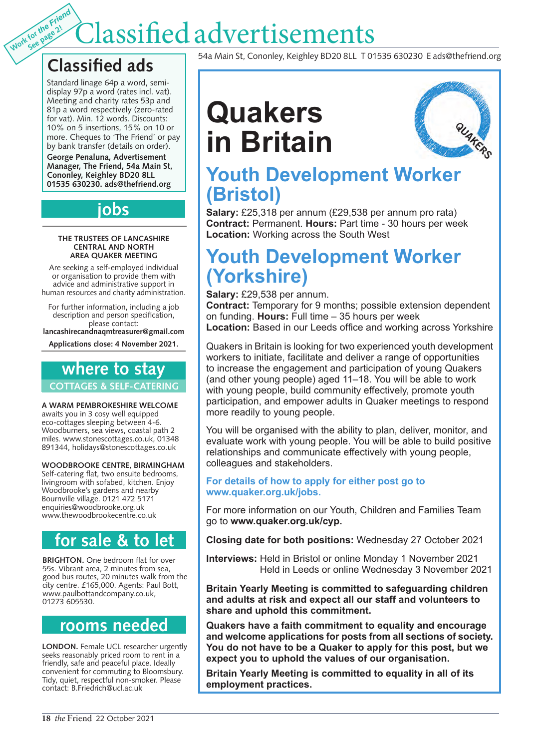Work for the Friend
See page 2!

# Classified advertisements

54a Main St, Cononley, Keighley BD20 8LL T 01535 630230 E ads@thefriend.org

## Classified ads

Standard linage 64p a word, semi-display 97p a word (rates incl. vat). Meeting and charity rates 53p and 81p a word respectively (zero-rated for vat). Min. 12 words. Discounts: 10% on 5 insertions, 15% on 10 or more. Cheques to 'The Friend' or pay by bank transfer (details on order).

**George Penaluna, Advertisement Manager, The Friend, 54a Main St, Cononley, Keighley BD20 8LL 01535 630230. ads@thefriend.org**

## jobs

**THE TRUSTEES OF LANCASHIRE CENTRAL AND NORTH AREA QUAKER MEETING**

Are seeking a self-employed individual or organisation to provide them with advice and administrative support in human resources and charity administration.

For further information, including a job description and person specification, please contact:
**lancashirecandnaqmtreasurer@gmail.com**

**Applications close: 4 November 2021.**

## where to stay

### COTTAGES & SELF-CATERING

**A WARM PEMBROKESHIRE WELCOME** awaits you in 3 cosy well equipped eco-cottages sleeping between 4-6. Woodburners, sea views, coastal path 2 miles. www.stonescottages.co.uk, 01348 891344, holidays@stonescottages.co.uk

**WOODBROOKE CENTRE, BIRMINGHAM** Self-catering flat, two ensuite bedrooms, livingroom with sofabed, kitchen. Enjoy Woodbrooke's gardens and nearby Bournville village. 0121 472 5171 enquiries@woodbrooke.org.uk www.thewoodbrookecentre.co.uk

## for sale & to let

**BRIGHTON.** One bedroom flat for over 55s. Vibrant area, 2 minutes from sea, good bus routes, 20 minutes walk from the city centre. £165,000. Agents: Paul Bott, www.paulbottandcompany.co.uk, 01273 605530.

## rooms needed

**LONDON.** Female UCL researcher urgently seeks reasonably priced room to rent in a friendly, safe and peaceful place. Ideally convenient for commuting to Bloomsbury. Tidy, quiet, respectful non-smoker. Please contact: B.Friedrich@ucl.ac.uk

# Quakers in Britain

QUAKERS

## Youth Development Worker (Bristol)

**Salary:** £25,318 per annum (£29,538 per annum pro rata)
**Contract:** Permanent. **Hours:** Part time - 30 hours per week
**Location:** Working across the South West

## Youth Development Worker (Yorkshire)

**Salary:** £29,538 per annum.
**Contract:** Temporary for 9 months; possible extension dependent on funding. **Hours:** Full time – 35 hours per week
**Location:** Based in our Leeds office and working across Yorkshire

Quakers in Britain is looking for two experienced youth development workers to initiate, facilitate and deliver a range of opportunities to increase the engagement and participation of young Quakers (and other young people) aged 11–18. You will be able to work with young people, build community effectively, promote youth participation, and empower adults in Quaker meetings to respond more readily to young people.

You will be organised with the ability to plan, deliver, monitor, and evaluate work with young people. You will be able to build positive relationships and communicate effectively with young people, colleagues and stakeholders.

**For details of how to apply for either post go to www.quaker.org.uk/jobs.**

For more information on our Youth, Children and Families Team go to **www.quaker.org.uk/cyp.**

**Closing date for both positions:** Wednesday 27 October 2021

**Interviews:** Held in Bristol or online Monday 1 November 2021
Held in Leeds or online Wednesday 3 November 2021

**Britain Yearly Meeting is committed to safeguarding children and adults at risk and expect all our staff and volunteers to share and uphold this commitment.**

**Quakers have a faith commitment to equality and encourage and welcome applications for posts from all sections of society. You do not have to be a Quaker to apply for this post, but we expect you to uphold the values of our organisation.**

**Britain Yearly Meeting is committed to equality in all of its employment practices.**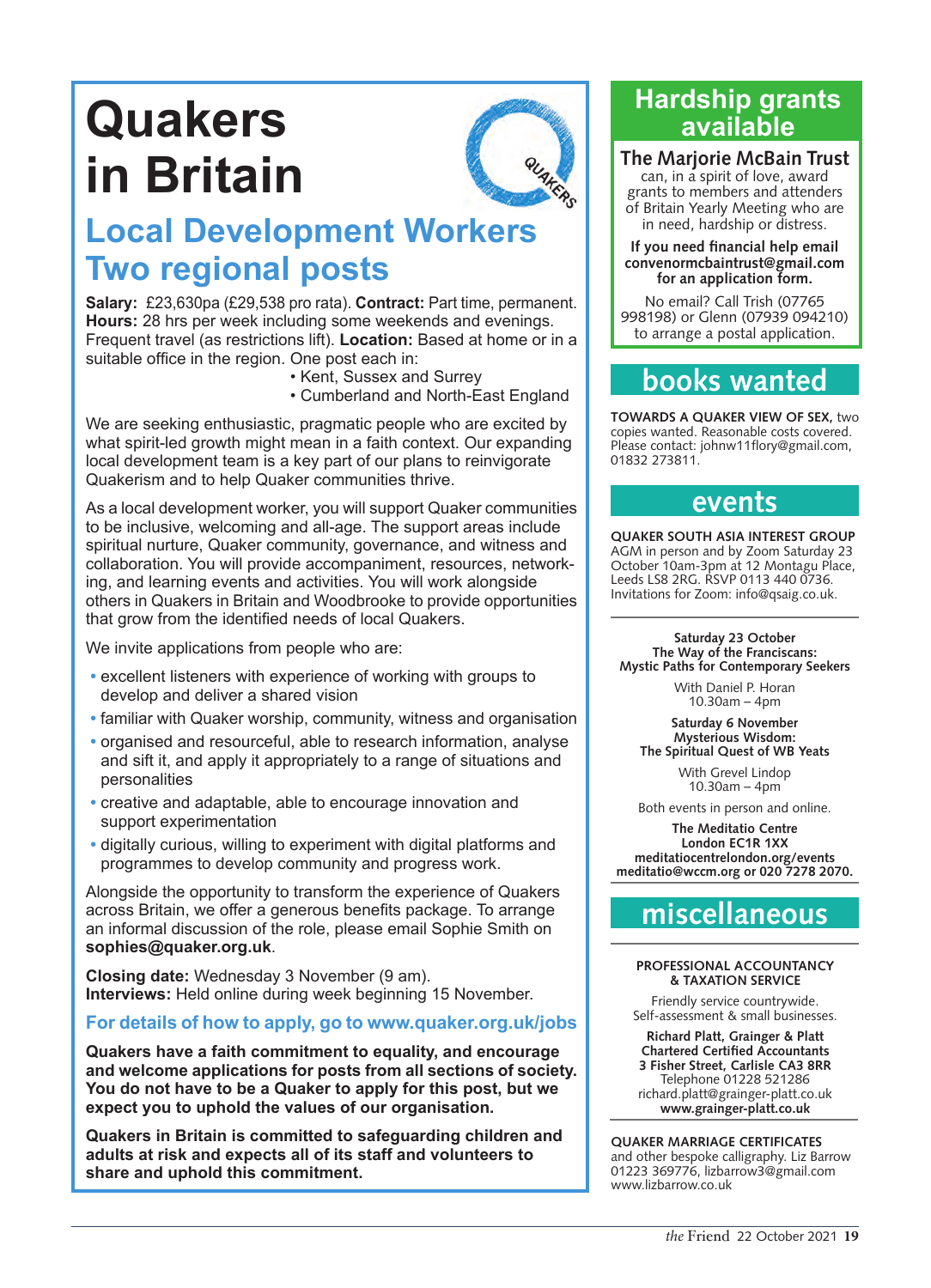# Quakers in Britain

## Local Development Workers Two regional posts

**Salary:** £23,630pa (£29,538 pro rata). **Contract:** Part time, permanent. **Hours:** 28 hrs per week including some weekends and evenings. Frequent travel (as restrictions lift). **Location:** Based at home or in a suitable office in the region. One post each in:

- Kent, Sussex and Surrey
- Cumberland and North-East England

We are seeking enthusiastic, pragmatic people who are excited by what spirit-led growth might mean in a faith context. Our expanding local development team is a key part of our plans to reinvigorate Quakerism and to help Quaker communities thrive.

As a local development worker, you will support Quaker communities to be inclusive, welcoming and all-age. The support areas include spiritual nurture, Quaker community, governance, and witness and collaboration. You will provide accompaniment, resources, networking, and learning events and activities. You will work alongside others in Quakers in Britain and Woodbrooke to provide opportunities that grow from the identified needs of local Quakers.

We invite applications from people who are:

- excellent listeners with experience of working with groups to develop and deliver a shared vision
- familiar with Quaker worship, community, witness and organisation
- organised and resourceful, able to research information, analyse and sift it, and apply it appropriately to a range of situations and personalities
- creative and adaptable, able to encourage innovation and support experimentation
- digitally curious, willing to experiment with digital platforms and programmes to develop community and progress work.

Alongside the opportunity to transform the experience of Quakers across Britain, we offer a generous benefits package. To arrange an informal discussion of the role, please email Sophie Smith on **sophies@quaker.org.uk**.

**Closing date:** Wednesday 3 November (9 am).
**Interviews:** Held online during week beginning 15 November.

**For details of how to apply, go to www.quaker.org.uk/jobs**

**Quakers have a faith commitment to equality, and encourage and welcome applications for posts from all sections of society. You do not have to be a Quaker to apply for this post, but we expect you to uphold the values of our organisation.**

**Quakers in Britain is committed to safeguarding children and adults at risk and expects all of its staff and volunteers to share and uphold this commitment.**

## Hardship grants available

**The Marjorie McBain Trust** can, in a spirit of love, award grants to members and attenders of Britain Yearly Meeting who are in need, hardship or distress.

**If you need financial help email convenormcbaintrust@gmail.com for an application form.**

No email? Call Trish (07765 998198) or Glenn (07939 094210) to arrange a postal application.

## books wanted

**TOWARDS A QUAKER VIEW OF SEX,** two copies wanted. Reasonable costs covered. Please contact: johnw11flory@gmail.com, 01832 273811.

## events

**QUAKER SOUTH ASIA INTEREST GROUP** AGM in person and by Zoom Saturday 23 October 10am-3pm at 12 Montagu Place, Leeds LS8 2RG. RSVP 0113 440 0736. Invitations for Zoom: info@qsaig.co.uk.

---

**Saturday 23 October**
**The Way of the Franciscans: Mystic Paths for Contemporary Seekers**

With Daniel P. Horan
10.30am – 4pm

**Saturday 6 November**
**Mysterious Wisdom: The Spiritual Quest of WB Yeats**

With Grevel Lindop
10.30am – 4pm

Both events in person and online.

**The Meditatio Centre**
**London EC1R 1XX**
**meditatiocentrelondon.org/events**
**meditatio@wccm.org or 020 7278 2070.**

## miscellaneous

**PROFESSIONAL ACCOUNTANCY & TAXATION SERVICE**

Friendly service countrywide.
Self-assessment & small businesses.

**Richard Platt, Grainger & Platt**
**Chartered Certified Accountants**
**3 Fisher Street, Carlisle CA3 8RR**
Telephone 01228 521286
richard.platt@grainger-platt.co.uk
**www.grainger-platt.co.uk**

---

**QUAKER MARRIAGE CERTIFICATES** and other bespoke calligraphy. Liz Barrow 01223 369776, lizbarrow3@gmail.com www.lizbarrow.co.uk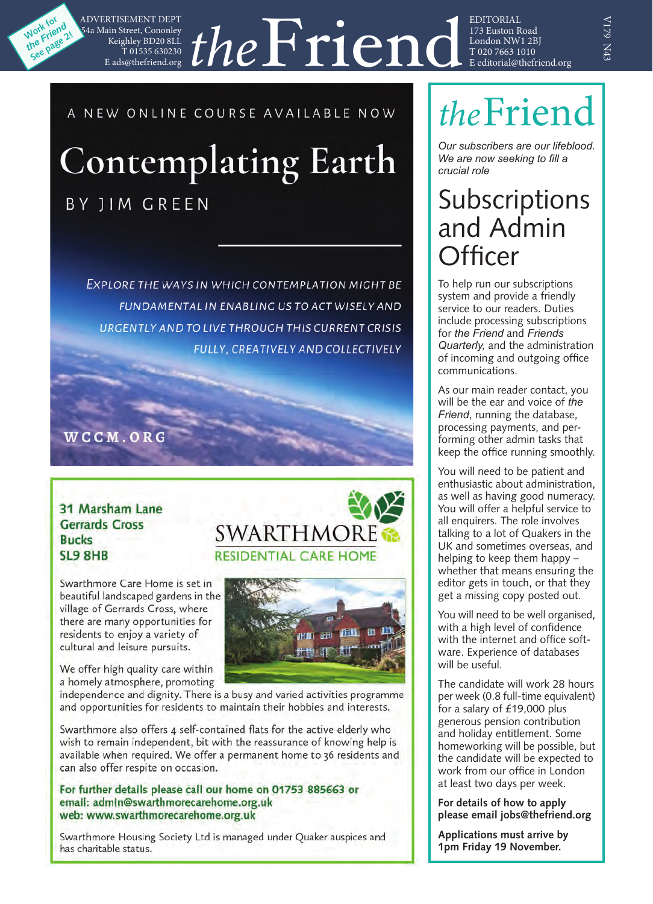Work for the Friend See page 2!

ADVERTISEMENT DEPT
54a Main Street, Cononley
Keighley BD20 8LL
T 01535 630230
E ads@thefriend.org

# the Friend

EDITORIAL
173 Euston Road
London NW1 2BJ
T 020 7663 1010
E editorial@thefriend.org

A NEW ONLINE COURSE AVAILABLE NOW

## Contemplating Earth

BY JIM GREEN

*EXPLORE THE WAYS IN WHICH CONTEMPLATION MIGHT BE FUNDAMENTAL IN ENABLING US TO ACT WISELY AND URGENTLY AND TO LIVE THROUGH THIS CURRENT CRISIS FULLY, CREATIVELY AND COLLECTIVELY*

WCCM.ORG

---

**31 Marsham Lane**
**Gerrards Cross**
**Bucks**
**SL9 8HB**

## SWARTHMORE
RESIDENTIAL CARE HOME

Swarthmore Care Home is set in beautiful landscaped gardens in the village of Gerrards Cross, where there are many opportunities for residents to enjoy a variety of cultural and leisure pursuits.

We offer high quality care within a homely atmosphere, promoting independence and dignity. There is a busy and varied activities programme and opportunities for residents to maintain their hobbies and interests.

Swarthmore also offers 4 self-contained flats for the active elderly who wish to remain independent, bit with the reassurance of knowing help is available when required. We offer a permanent home to 36 residents and can also offer respite on occasion.

**For further details please call our home on 01753 885663 or email: admin@swarthmorecarehome.org.uk web: www.swarthmorecarehome.org.uk**

Swarthmore Housing Society Ltd is managed under Quaker auspices and has charitable status.

---

## the Friend

*Our subscribers are our lifeblood. We are now seeking to fill a crucial role*

## Subscriptions and Admin Officer

To help run our subscriptions system and provide a friendly service to our readers. Duties include processing subscriptions for *the Friend* and *Friends Quarterly*, and the administration of incoming and outgoing office communications.

As our main reader contact, you will be the ear and voice of *the Friend*, running the database, processing payments, and performing other admin tasks that keep the office running smoothly.

You will need to be patient and enthusiastic about administration, as well as having good numeracy. You will offer a helpful service to all enquirers. The role involves talking to a lot of Quakers in the UK and sometimes overseas, and helping to keep them happy – whether that means ensuring the editor gets in touch, or that they get a missing copy posted out.

You will need to be well organised, with a high level of confidence with the internet and office software. Experience of databases will be useful.

The candidate will work 28 hours per week (0.8 full-time equivalent) for a salary of £19,000 plus generous pension contribution and holiday entitlement. Some homeworking will be possible, but the candidate will be expected to work from our office in London at least two days per week.

**For details of how to apply please email jobs@thefriend.org**

**Applications must arrive by 1pm Friday 19 November.**